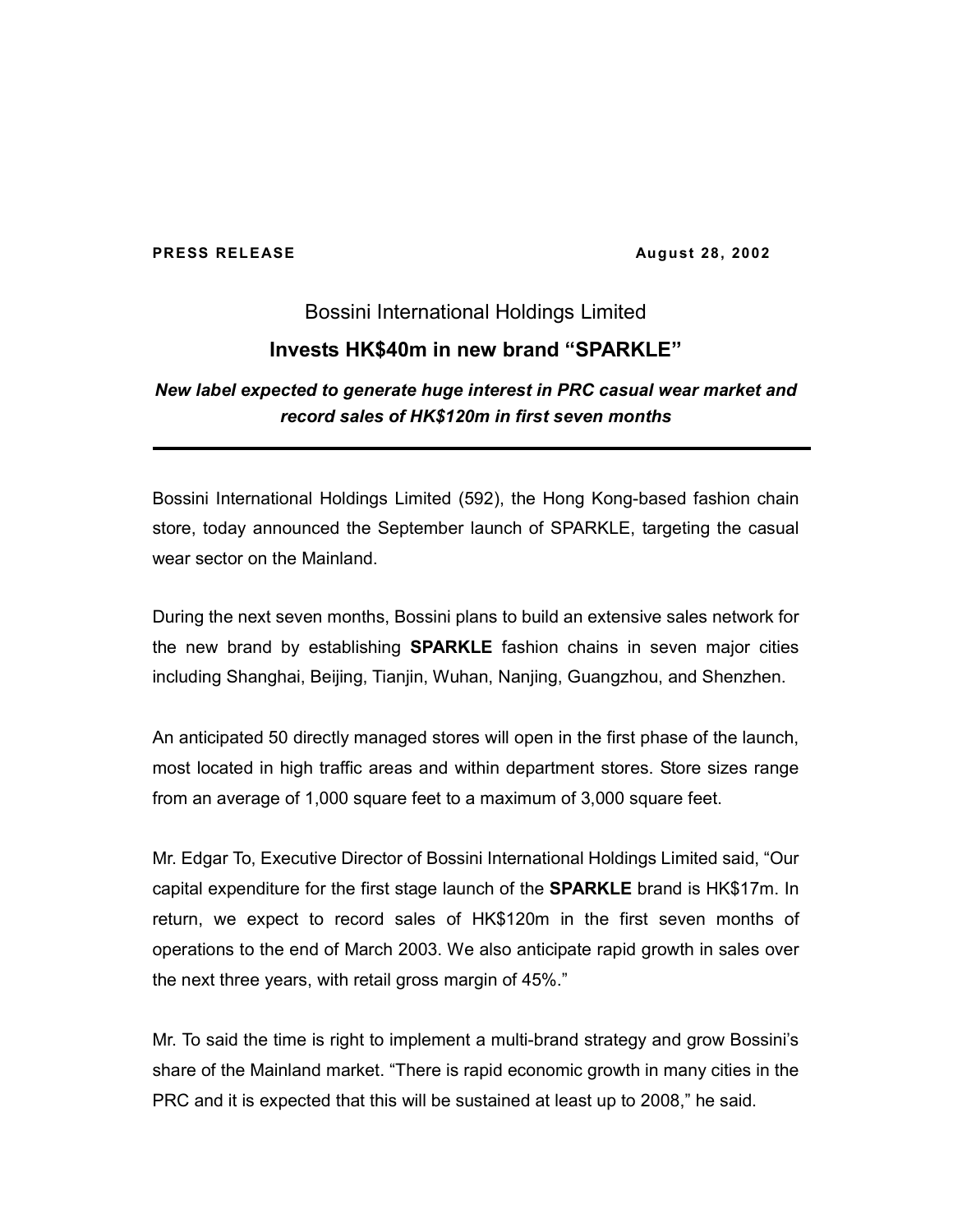**PRESS RELEASE** **August 28, 2002**

# Bossini International Holdings Limited

## Invests HK$40m in new brand "SPARKLE"

***New label expected to generate huge interest in PRC casual wear market and record sales of HK$120m in first seven months***

---

Bossini International Holdings Limited (592), the Hong Kong-based fashion chain store, today announced the September launch of SPARKLE, targeting the casual wear sector on the Mainland.

During the next seven months, Bossini plans to build an extensive sales network for the new brand by establishing **SPARKLE** fashion chains in seven major cities including Shanghai, Beijing, Tianjin, Wuhan, Nanjing, Guangzhou, and Shenzhen.

An anticipated 50 directly managed stores will open in the first phase of the launch, most located in high traffic areas and within department stores. Store sizes range from an average of 1,000 square feet to a maximum of 3,000 square feet.

Mr. Edgar To, Executive Director of Bossini International Holdings Limited said, "Our capital expenditure for the first stage launch of the **SPARKLE** brand is HK$17m. In return, we expect to record sales of HK$120m in the first seven months of operations to the end of March 2003. We also anticipate rapid growth in sales over the next three years, with retail gross margin of 45%."

Mr. To said the time is right to implement a multi-brand strategy and grow Bossini's share of the Mainland market. "There is rapid economic growth in many cities in the PRC and it is expected that this will be sustained at least up to 2008," he said.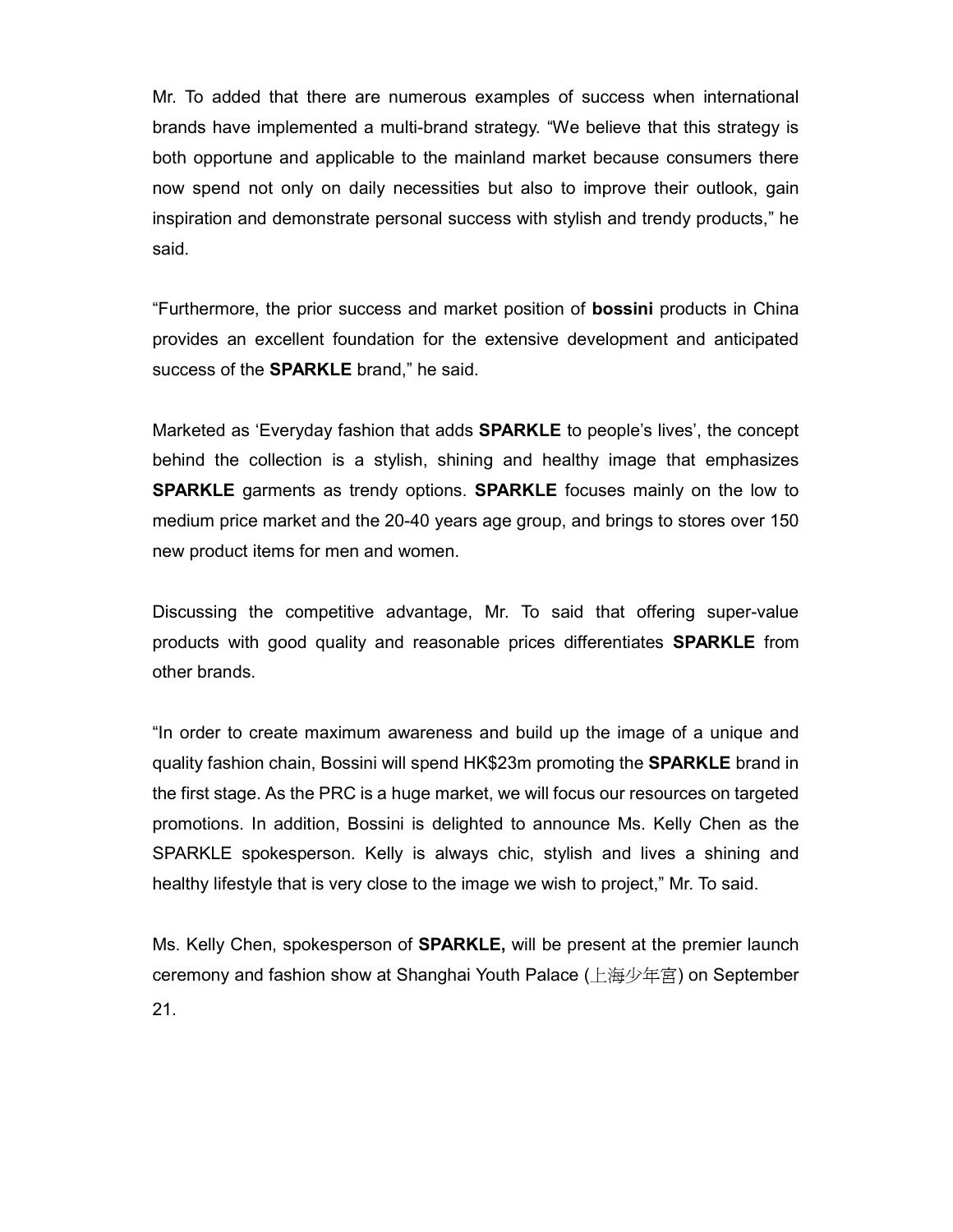Mr. To added that there are numerous examples of success when international brands have implemented a multi-brand strategy. “We believe that this strategy is both opportune and applicable to the mainland market because consumers there now spend not only on daily necessities but also to improve their outlook, gain inspiration and demonstrate personal success with stylish and trendy products,” he said.

“Furthermore, the prior success and market position of **bossini** products in China provides an excellent foundation for the extensive development and anticipated success of the **SPARKLE** brand,” he said.

Marketed as ‘Everyday fashion that adds **SPARKLE** to people’s lives’, the concept behind the collection is a stylish, shining and healthy image that emphasizes **SPARKLE** garments as trendy options. **SPARKLE** focuses mainly on the low to medium price market and the 20-40 years age group, and brings to stores over 150 new product items for men and women.

Discussing the competitive advantage, Mr. To said that offering super-value products with good quality and reasonable prices differentiates **SPARKLE** from other brands.

“In order to create maximum awareness and build up the image of a unique and quality fashion chain, Bossini will spend HK$23m promoting the **SPARKLE** brand in the first stage. As the PRC is a huge market, we will focus our resources on targeted promotions. In addition, Bossini is delighted to announce Ms. Kelly Chen as the SPARKLE spokesperson. Kelly is always chic, stylish and lives a shining and healthy lifestyle that is very close to the image we wish to project,” Mr. To said.

Ms. Kelly Chen, spokesperson of **SPARKLE,** will be present at the premier launch ceremony and fashion show at Shanghai Youth Palace (上海少年宫) on September 21.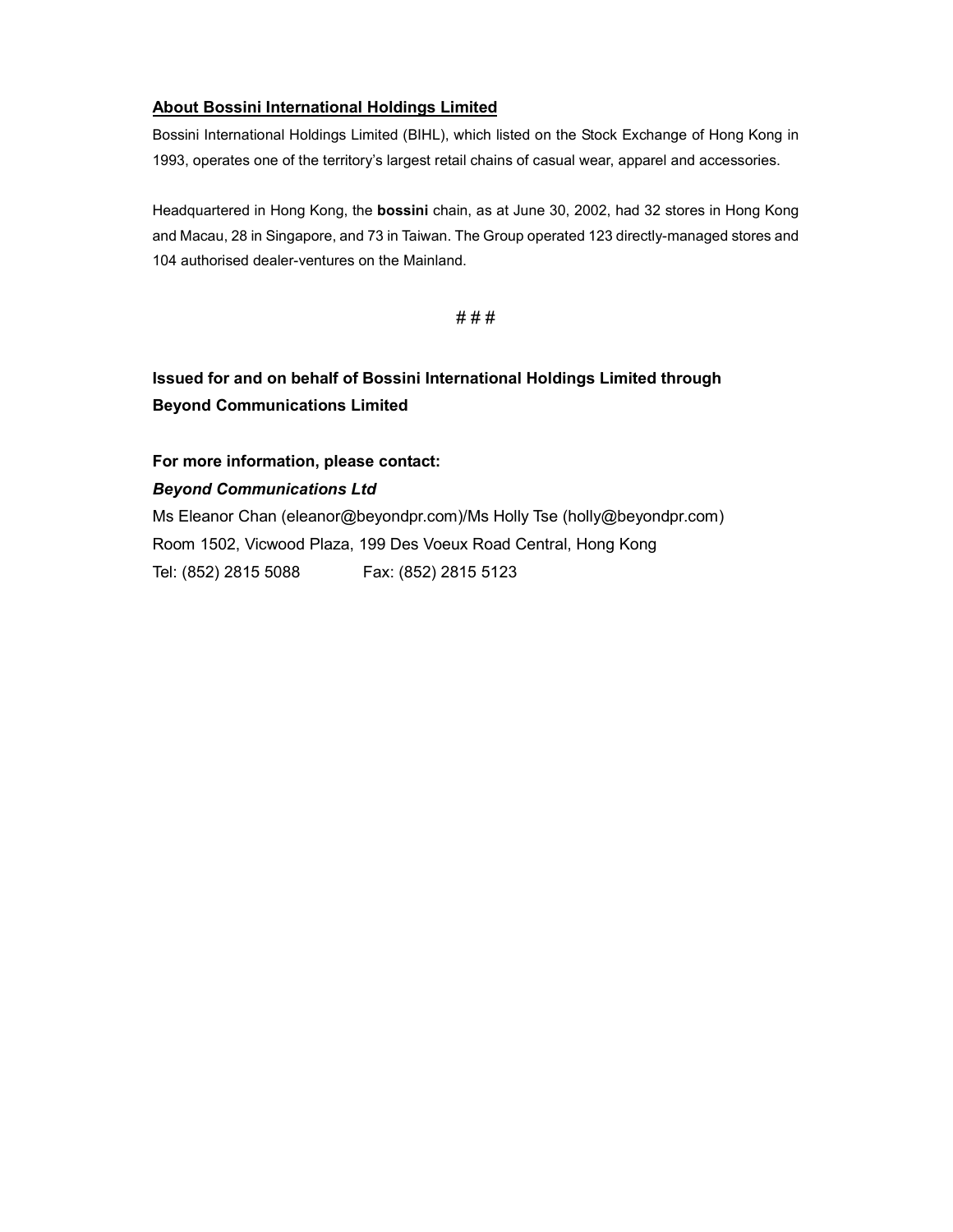## About Bossini International Holdings Limited

Bossini International Holdings Limited (BIHL), which listed on the Stock Exchange of Hong Kong in 1993, operates one of the territory's largest retail chains of casual wear, apparel and accessories.

Headquartered in Hong Kong, the **bossini** chain, as at June 30, 2002, had 32 stores in Hong Kong and Macau, 28 in Singapore, and 73 in Taiwan. The Group operated 123 directly-managed stores and 104 authorised dealer-ventures on the Mainland.

# # #

**Issued for and on behalf of Bossini International Holdings Limited through Beyond Communications Limited**

**For more information, please contact:**

***Beyond Communications Ltd***

Ms Eleanor Chan (eleanor@beyondpr.com)/Ms Holly Tse (holly@beyondpr.com)
Room 1502, Vicwood Plaza, 199 Des Voeux Road Central, Hong Kong
Tel: (852) 2815 5088 Fax: (852) 2815 5123